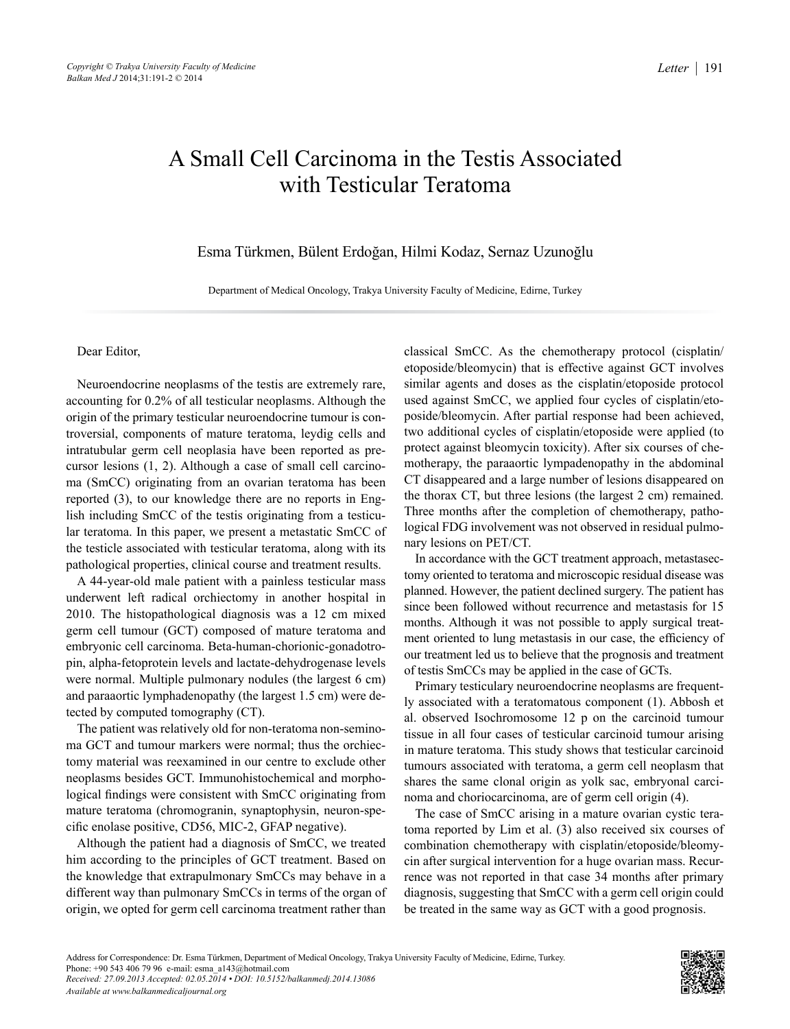# A Small Cell Carcinoma in the Testis Associated with Testicular Teratoma

Esma Türkmen, Bülent Erdoğan, Hilmi Kodaz, Sernaz Uzunoğlu

Department of Medical Oncology, Trakya University Faculty of Medicine, Edirne, Turkey

Dear Editor,

Neuroendocrine neoplasms of the testis are extremely rare, accounting for 0.2% of all testicular neoplasms. Although the origin of the primary testicular neuroendocrine tumour is controversial, components of mature teratoma, leydig cells and intratubular germ cell neoplasia have been reported as precursor lesions (1, 2). Although a case of small cell carcinoma (SmCC) originating from an ovarian teratoma has been reported (3), to our knowledge there are no reports in English including SmCC of the testis originating from a testicular teratoma. In this paper, we present a metastatic SmCC of the testicle associated with testicular teratoma, along with its pathological properties, clinical course and treatment results.

A 44-year-old male patient with a painless testicular mass underwent left radical orchiectomy in another hospital in 2010. The histopathological diagnosis was a 12 cm mixed germ cell tumour (GCT) composed of mature teratoma and embryonic cell carcinoma. Beta-human-chorionic-gonadotropin, alpha-fetoprotein levels and lactate-dehydrogenase levels were normal. Multiple pulmonary nodules (the largest 6 cm) and paraaortic lymphadenopathy (the largest 1.5 cm) were detected by computed tomography (CT).

The patient was relatively old for non-teratoma non-seminoma GCT and tumour markers were normal; thus the orchiectomy material was reexamined in our centre to exclude other neoplasms besides GCT. Immunohistochemical and morphological findings were consistent with SmCC originating from mature teratoma (chromogranin, synaptophysin, neuron-specific enolase positive, CD56, MIC-2, GFAP negative).

Although the patient had a diagnosis of SmCC, we treated him according to the principles of GCT treatment. Based on the knowledge that extrapulmonary SmCCs may behave in a different way than pulmonary SmCCs in terms of the organ of origin, we opted for germ cell carcinoma treatment rather than classical SmCC. As the chemotherapy protocol (cisplatin/etoposide/bleomycin) that is effective against GCT involves similar agents and doses as the cisplatin/etoposide protocol used against SmCC, we applied four cycles of cisplatin/etoposide/bleomycin. After partial response had been achieved, two additional cycles of cisplatin/etoposide were applied (to protect against bleomycin toxicity). After six courses of chemotherapy, the paraaortic lympadenopathy in the abdominal CT disappeared and a large number of lesions disappeared on the thorax CT, but three lesions (the largest 2 cm) remained. Three months after the completion of chemotherapy, pathological FDG involvement was not observed in residual pulmonary lesions on PET/CT.

In accordance with the GCT treatment approach, metastasectomy oriented to teratoma and microscopic residual disease was planned. However, the patient declined surgery. The patient has since been followed without recurrence and metastasis for 15 months. Although it was not possible to apply surgical treatment oriented to lung metastasis in our case, the efficiency of our treatment led us to believe that the prognosis and treatment of testis SmCCs may be applied in the case of GCTs.

Primary testicular neuroendocrine neoplasms are frequently associated with a teratomatous component (1). Abbosh et al. observed Isochromosome 12 p on the carcinoid tumour tissue in all four cases of testicular carcinoid tumour arising in mature teratoma. This study shows that testicular carcinoid tumours associated with teratoma, a germ cell neoplasm that shares the same clonal origin as yolk sac, embryonal carcinoma and choriocarcinoma, are of germ cell origin (4).

The case of SmCC arising in a mature ovarian cystic teratoma reported by Lim et al. (3) also received six courses of combination chemotherapy with cisplatin/etoposide/bleomycin after surgical intervention for a huge ovarian mass. Recurrence was not reported in that case 34 months after primary diagnosis, suggesting that SmCC with a germ cell origin could be treated in the same way as GCT with a good prognosis.

Address for Correspondence: Dr. Esma Türkmen, Department of Medical Oncology, Trakya University Faculty of Medicine, Edirne, Turkey. Phone: +90 543 406 79 96 e-mail: esma_a143@hotmail.com

*Received: 27.09.2013 Accepted: 02.05.2014 • DOI: 10.5152/balkanmedj.2014.13086*

*Available at www.balkanmedicaljournal.org*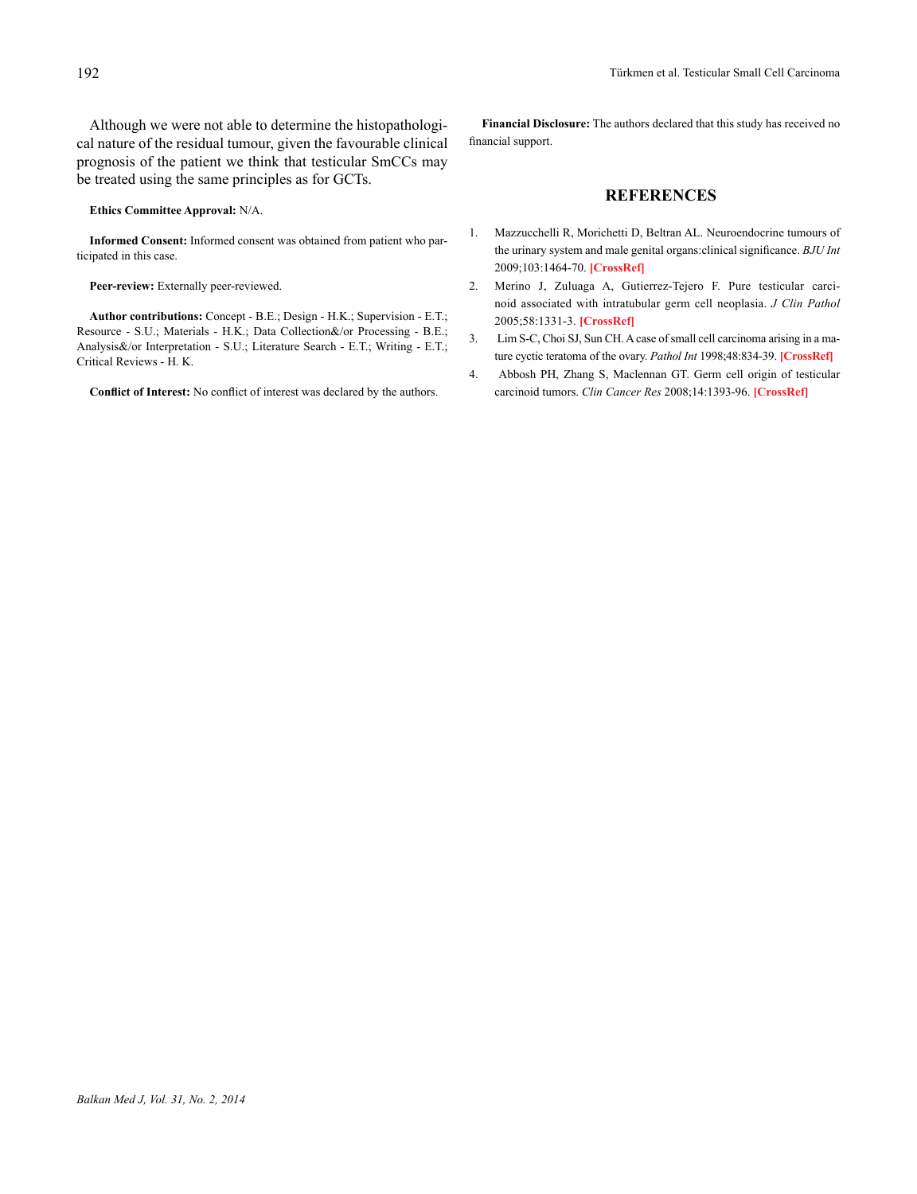Although we were not able to determine the histopathological nature of the residual tumour, given the favourable clinical prognosis of the patient we think that testicular SmCCs may be treated using the same principles as for GCTs.

**Ethics Committee Approval:** N/A.

**Informed Consent:** Informed consent was obtained from patient who participated in this case.

**Peer-review:** Externally peer-reviewed.

**Author contributions:** Concept - B.E.; Design - H.K.; Supervision - E.T.; Resource - S.U.; Materials - H.K.; Data Collection&/or Processing - B.E.; Analysis&/or Interpretation - S.U.; Literature Search - E.T.; Writing - E.T.; Critical Reviews - H. K.

**Conflict of Interest:** No conflict of interest was declared by the authors.

**Financial Disclosure:** The authors declared that this study has received no financial support.

## REFERENCES

1. Mazzucchelli R, Morichetti D, Beltran AL. Neuroendocrine tumours of the urinary system and male genital organs:clinical significance. *BJU Int* 2009;103:1464-70. **[CrossRef]**
2. Merino J, Zuluaga A, Gutierrez-Tejero F. Pure testicular carcinoid associated with intratubular germ cell neoplasia. *J Clin Pathol* 2005;58:1331-3. **[CrossRef]**
3. Lim S-C, Choi SJ, Sun CH. A case of small cell carcinoma arising in a mature cyctic teratoma of the ovary. *Pathol Int* 1998;48:834-39. **[CrossRef]**
4. Abbosh PH, Zhang S, Maclennan GT. Germ cell origin of testicular carcinoid tumors. *Clin Cancer Res* 2008;14:1393-96. **[CrossRef]**